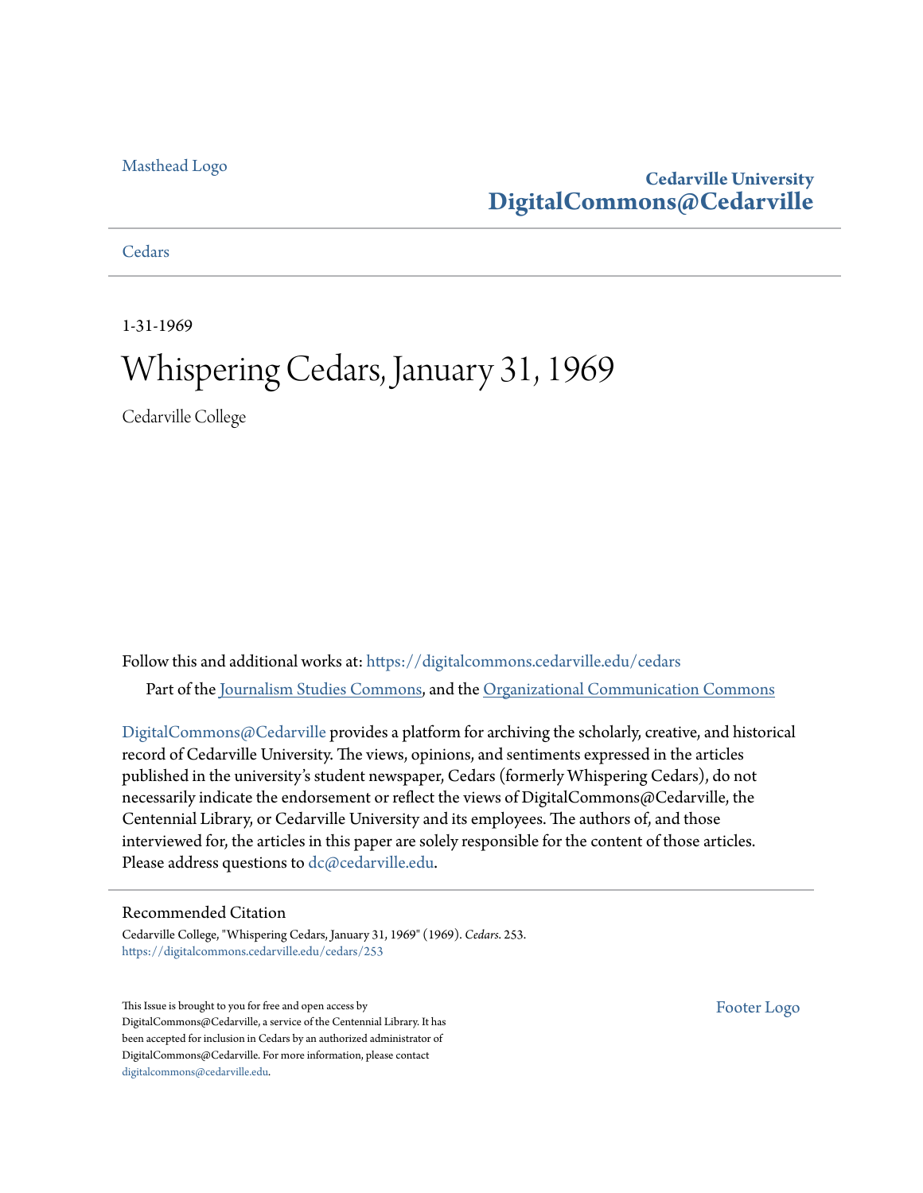Masthead Logo

**Cedarville University**
**DigitalCommons@Cedarville**

Cedars

1-31-1969

# Whispering Cedars, January 31, 1969

Cedarville College

Follow this and additional works at: https://digitalcommons.cedarville.edu/cedars

Part of the Journalism Studies Commons, and the Organizational Communication Commons

DigitalCommons@Cedarville provides a platform for archiving the scholarly, creative, and historical record of Cedarville University. The views, opinions, and sentiments expressed in the articles published in the university's student newspaper, Cedars (formerly Whispering Cedars), do not necessarily indicate the endorsement or reflect the views of DigitalCommons@Cedarville, the Centennial Library, or Cedarville University and its employees. The authors of, and those interviewed for, the articles in this paper are solely responsible for the content of those articles. Please address questions to dc@cedarville.edu.

## Recommended Citation

Cedarville College, "Whispering Cedars, January 31, 1969" (1969). *Cedars*. 253.
https://digitalcommons.cedarville.edu/cedars/253

This Issue is brought to you for free and open access by DigitalCommons@Cedarville, a service of the Centennial Library. It has been accepted for inclusion in Cedars by an authorized administrator of DigitalCommons@Cedarville. For more information, please contact digitalcommons@cedarville.edu.

Footer Logo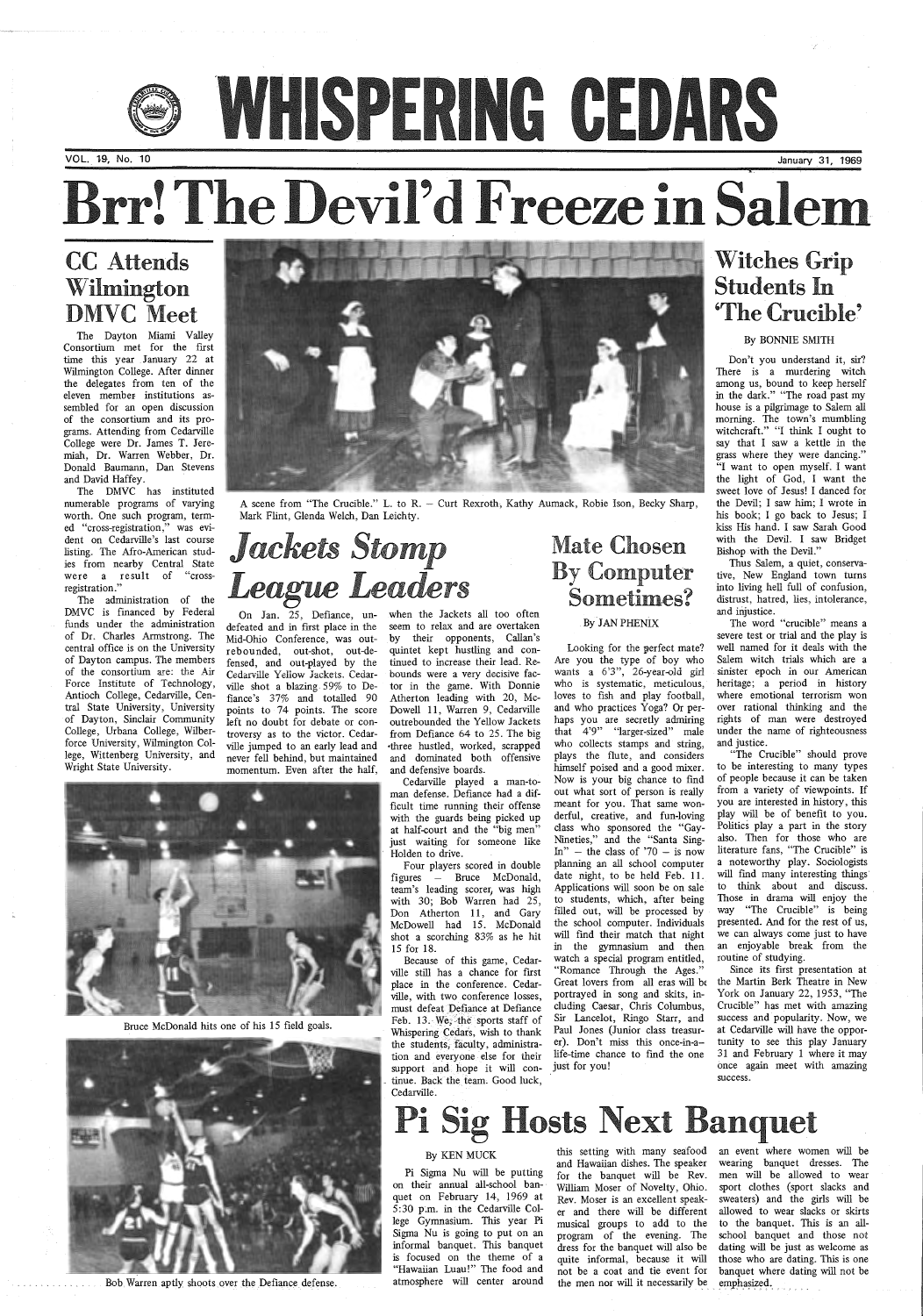# WHISPERING CEDARS

VOL. 19, No. 10 January 31, 1969

# Brr! The Devil'd Freeze in Salem

## CC Attends Wilmington DMVC Meet

The Dayton Miami Valley Consortium met for the first time this year January 22 at Wilmington College. After dinner the delegates from ten of the eleven member institutions assembled for an open discussion of the consortium and its programs. Attending from Cedarville College were Dr. James T. Jeremiah, Dr. Warren Webber, Dr. Donald Baumann, Dan Stevens and David Haffey.

The DMVC has instituted numerable programs of varying worth. One such program, termed "cross-registration," was evident on Cedarville's last course listing. The Afro-American studies from nearby Central State were a result of "cross-registration."

The administration of the DMVC is financed by Federal funds under the administration of Dr. Charles Armstrong. The central office is on the University of Dayton campus. The members of the consortium are: the Air Force Institute of Technology, Antioch College, Cedarville, Central State University, University of Dayton, Sinclair Community College, Urbana College, Wilberforce University, Wilmington College, Wittenberg University, and Wright State University.

A scene from "The Crucible." L. to R. – Curt Rexroth, Kathy Aumack, Robie Ison, Becky Sharp, Mark Flint, Glenda Welch, Dan Leichty.

## *Jackets Stomp League Leaders*

On Jan. 25, Defiance, undefeated and in first place in the Mid-Ohio Conference, was outrebounded, out-shot, out-defensed, and out-played by the Cedarville Yellow Jackets. Cedarville shot a blazing 59% to Defiance's 37% and totalled 90 points to 74 points. The score left no doubt for debate or controversy as to the victor. Cedarville jumped to an early lead and never fell behind, but maintained momentum. Even after the half, when the Jackets all too often seem to relax and are overtaken by their opponents, Callan's quintet kept hustling and continued to increase their lead. Rebounds were a very decisive factor in the game. With Donnie Atherton leading with 20, McDowell 11, Warren 9, Cedarville outrebounded the Yellow Jackets from Defiance 64 to 25. The big three hustled, worked, scrapped and dominated both offensive and defensive boards.

Cedarville played a man-to-man defense. Defiance had a difficult time running their offense with the guards being picked up at half-court and the "big men" just waiting for someone like Holden to drive.

Four players scored in double figures – Bruce McDonald, team's leading scorer, was high with 30; Bob Warren had 25, Don Atherton 11, and Gary McDowell had 15. McDonald shot a scorching 83% as he hit 15 for 18.

Because of this game, Cedarville still has a chance for first place in the conference. Cedarville, with two conference losses, must defeat Defiance at Defiance Feb. 13. We, the sports staff of Whispering Cedars, wish to thank the students, faculty, administration and everyone else for their support and hope it will continue. Back the team. Good luck, Cedarville.

Bruce McDonald hits one of his 15 field goals.

Bob Warren aptly shoots over the Defiance defense.

## Mate Chosen By Computer Sometimes?

By JAN PHENIX

Looking for the perfect mate? Are you the type of boy who wants a 6'3", 26-year-old girl who is systematic, meticulous, loves to fish and play football, and who practices Yoga? Or perhaps you are secretly admiring that 4'9" "larger-sized" male who collects stamps and string, plays the flute, and considers himself poised and a good mixer. Now is your big chance to find out what sort of person is really meant for you. That same wonderful, creative, and fun-loving class who sponsored the "Gay-Nineties," and the "Santa Sing-In" – the class of '70 – is now planning an all school computer date night, to be held Feb. 11. Applications will soon be on sale to students, which, after being filled out, will be processed by the school computer. Individuals will find their match that night in the gymnasium and then watch a special program entitled, "Romance Through the Ages." Great lovers from all eras will be portrayed in song and skits, including Caesar, Chris Columbus, Sir Lancelot, Ringo Starr, and Paul Jones (Junior class treasurer). Don't miss this once-in-a-life-time chance to find the one just for you!

## Witches Grip Students In 'The Crucible'

By BONNIE SMITH

Don't you understand it, sir? There is a murdering witch among us, bound to keep herself in the dark." "The road past my house is a pilgrimage to Salem all morning. The town's mumbling witchcraft." "I think I ought to say that I saw a kettle in the grass where they were dancing." "I want to open myself. I want the light of God, I want the sweet love of Jesus! I danced for the Devil; I saw him; I wrote in his book; I go back to Jesus; I kiss His hand. I saw Sarah Good with the Devil. I saw Bridget Bishop with the Devil."

Thus Salem, a quiet, conservative, New England town turns into living hell full of confusion, distrust, hatred, lies, intolerance, and injustice.

The word "crucible" means a severe test or trial and the play is well named for it deals with the Salem witch trials which are a sinister epoch in our American heritage; a period in history where emotional terrorism won over rational thinking and the rights of man were destroyed under the name of righteousness and justice.

"The Crucible" should prove to be interesting to many types of people because it can be taken from a variety of viewpoints. If you are interested in history, this play will be of benefit to you. Politics play a part in the story also. Then for those who are literature fans, "The Crucible" is a noteworthy play. Sociologists will find many interesting things to think about and discuss. Those in drama will enjoy the way "The Crucible" is being presented. And for the rest of us, we can always come just to have an enjoyable break from the routine of studying.

Since its first presentation at the Martin Berk Theatre in New York on January 22, 1953, "The Crucible" has met with amazing success and popularity. Now, we at Cedarville will have the opportunity to see this play January 31 and February 1 where it may once again meet with amazing success.

# Pi Sig Hosts Next Banquet

By KEN MUCK

Pi Sigma Nu will be putting on their annual all-school banquet on February 14, 1969 at 5:30 p.m. in the Cedarville College Gymnasium. This year Pi Sigma Nu is going to put on an informal banquet. This banquet is focused on the theme of a "Hawaiian Luau!" The food and atmosphere will center around this setting with many seafood and Hawaiian dishes. The speaker for the banquet will be Rev. William Moser of Novelty, Ohio. Rev. Moser is an excellent speaker and there will be different musical groups to add to the program of the evening. The dress for the banquet will also be quite informal, because it will not be a coat and tie event for the men nor will it necessarily be an event where women will be wearing banquet dresses. The men will be allowed to wear sport clothes (sport slacks and sweaters) and the girls will be allowed to wear slacks or skirts to the banquet. This is an all-school banquet and those not dating will be just as welcome as those who are dating. This is one banquet where dating will not be emphasized.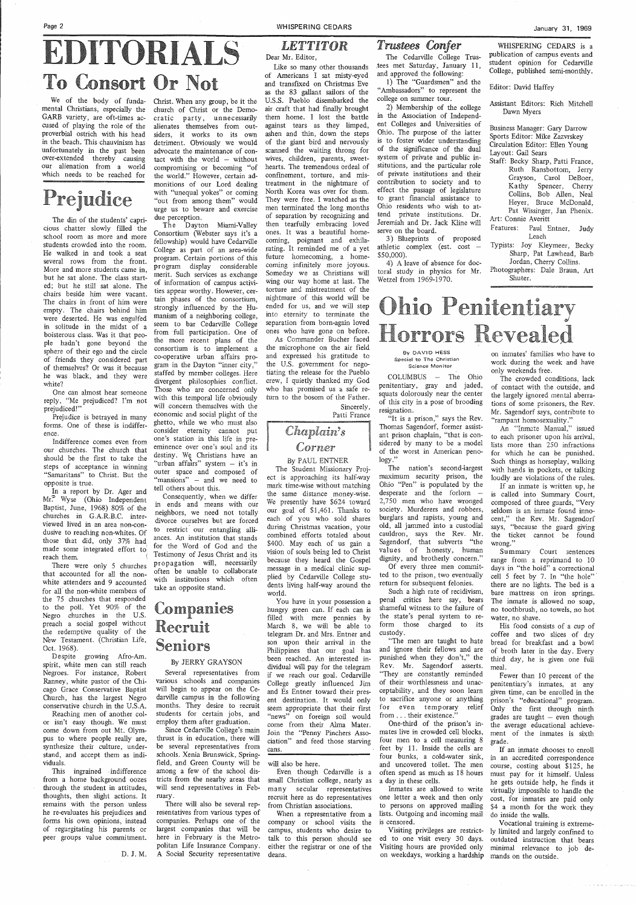# EDITORIALS

## To Consort Or Not

We of the body of fundamental Christians, especially the GARB variety, are oft-times accused of playing the role of the proverbial ostrich with his head in the beach. This chauvinism has unfortunately in the past been over-extended thereby causing our alienation from a world which needs to be reached for Christ. When any group, be it the church of Christ or the Democratic party, unnecessarily alienates themselves from outsiders, it works to its own detriment. Obviously we would advocate the maintenance of contact with the world — without compromising or becoming "of the world." However, certain admonitions of our Lord dealing with "unequal yokes" or coming "out from among them" would urge us to beware and exercise due perception.

The Dayton Miami-Valley Consortium (Webster says it's a fellowship) would have Cedarville College as part of an area-wide program. Certain portions of this program display considerable merit. Such services as exchange of information of campus activities appear worthy. However, certain phases of the consortium, strongly influenced by the Humanism of a neighboring college, seem to bar Cedarville College from full participation. One of the more recent plans of the consortium is to implement a co-operative urban affairs program in the Dayton "inner city," staffed by member colleges. Here divergent philosophies conflict. Those who are concerned only with this temporal life obviously will concern themselves with the economic and social plight of the ghetto, while we who must also consider eternity cannot put one's station in this life in preeminence over one's soul and its destiny. We Christians have an "urban affairs" system — it's in outer space and composed of "mansions" — and we need to tell others about this.

Consequently, when we differ in ends and means with our neighbors, we need not totally divorce ourselves but are forced to restrict our entangling alliances. An institution that stands for the Word of God and the Testimony of Jesus Christ and its propagation will, necessarily often be unable to collaborate with institutions which often take an opposite stand.

## Prejudice

The din of the students' capricious chatter slowly filled the school room as more and more students crowded into the room. He walked in and took a seat several rows from the front. More and more students came in, but he sat alone. The class started; but he still sat alone. The chairs beside him were vacant. The chairs in front of him were empty. The chairs behind him were deserted. He was engulfed in solitude in the midst of a boisterous class. Was it that people hadn't gone beyond the sphere of their ego and the circle of friends they considered part of themselves? Or was it because he was black, and they were white?

One can almost hear someone reply, "Me prejudiced? I'm not prejudiced!"

Prejudice is betrayed in many forms. One of these is indifference.

Indifference comes even from our churches. The church that should be the first to take the steps of acceptance in winning "Samaritans" to Christ. But the opposite is true.

In a report by Dr. Ager and Mr. Wyse (Ohio Independent Baptist, June, 1968) 80% of the churches in G.A.R.B.C. interviewed lived in an area non-conducive to reaching non-whites. Of those that did, only 37% had made some integrated effort to reach them.

There were only 5 churches that accounted for all the non-white attenders and 9 accounted for all the non-white members of the 75 churches that responded to the poll. Yet 90% of the Negro churches in the U.S. preach a social gospel without the redemptive quality of the New Testament. (Christian Life, Oct. 1968).

Despite growing Afro-Am. spirit, white men can still reach Negroes. For instance, Robert Ranney, white pastor of the Chicago Grace Conservative Baptist Church, has the largest Negro conservative church in the U.S.A.

Reaching men of another color isn't easy though. We must come down from out Mt. Olympus to where people really are, synthesize their culture, understand, and accept them as individuals.

This ingrained indifference from a home background oozes through the student in attitudes, thoughts, then slight actions. It remains with the person unless he re-evaluates his prejudices and forms his own opinions, instead of regurgitating his parents or peer groups value commitment.

D. J. M.

## Companies Recruit Seniors

By JERRY GRAYSON

Several representatives from various schools and companies will begin to appear on the Cedarville campus in the following months. They desire to recruit students for certain jobs, and employ them after graduation.

Since Cedarville College's main thrust is in education, there will be several representatives from schools. Xenia Brunswick, Springfield, and Green County will be among a few of the school districts from the nearby areas that will send representatives in February.

There will also be several representatives from various types of companies. Perhaps one of the largest companies that will be here in February is the Metropolitan Life Insurance Company. A Social Security representative will also be here.

Even though Cedarville is a small Christian college, nearly as many secular representatives recruit here as do representatives from Christian associations.

When a representative from a company or school visits the campus, students who desire to talk to this person should see either the registrar or one of the deans.

## *LETTITOR*

Dear Mr. Editor,

Like so many other thousands of Americans I sat misty-eyed and transfixed on Christmas Eve as the 83 gallant sailors of the U.S.S. Pueblo disembarked the air craft that had finally brought them home. I lost the battle against tears as they limped, ashen and thin, down the steps of the giant bird and nervously scanned the waiting throng for wives, children, parents, sweethearts. The tremendous ordeal of confinement, torture, and mistreatment in the nightmare of North Korea was over for them. They were free. I watched as the men terminated the long months of separation by recognizing and then tearfully embracing loved ones. It was a beautiful homecoming, poignant and exhilarating. It reminded me of a yet future homecoming, a homecoming infinitely more joyous. Someday we as Christians will wing our way home at last. The torture and mistreatment of the nightmare of this world will be ended for us, and we will step into eternity to terminate the separation from born-again loved ones who have gone on before.

As Commander Bucher faced the microphone on the air field and expressed his gratitude to the U.S. government for negotiating the release for the Pueblo crew, I quietly thanked my God who has promised us a safe return to the bosom of the Father.

Sincerely,
Patti France

## *Chaplain's Corner*

By PAUL ENTNER

The Student Missionary Project is approaching its half-way mark time-wise without matching the same distance money-wise. We presently have $624 toward our goal of $1,461. Thanks to each of you who sold shares during Christmas vacation, your combined efforts totaled about $400. May each of us gain a vision of souls being led to Christ because they heard the Gospel message in a medical clinic supplied by Cedarville College students living half-way around the world.

You have in your possession a hungry green can. If each can is filled with mere pennies by March 8, we will be able to telegram Dr. and Mrs. Entner and son upon their arrival in the Philippines that our goal has been reached. An interested individual will pay for the telegram if we reach our goal. Cedarville College greatly influenced Jim and Es Entner toward their present destination. It would only seem appropriate that their first "news" on foreign soil would come from their Alma Mater. Join the "Penny Pinchers Association" and feed those starving cans.

## Trustees Confer

The Cedarville College Trustees met Saturday, January 11, and approved the following:

1) The "Guardsmen" and the "Ambassadors" to represent the college on summer tour.

2) Membership of the college in the Association of Independent Colleges and Universities of Ohio. The purpose of the latter is to foster wider understanding of the significance of the dual system of private and public institutions, and the particular role of private institutions and their contribution to society and to effect the passage of legislature to grant financial assistance to Ohio residents who wish to attend private institutions. Dr. Jeremiah and Dr. Jack Kline will serve on the board.

3) Blueprints of proposed athletic complex (est. cost — $50,000).

4) A leave of absence for doctoral study in physics for Mr. Wetzel from 1969-1970.

WHISPERING CEDARS is a publication of campus events and student opinion for Cedarville College, published semi-monthly.

Editor: David Haffey

Assistant Editors: Rich Mitchell, Dawn Myers

Business Manager: Gary Darrow
Sports Editor: Mike Zavrskey
Circulation Editor: Ellen Young
Layout: Gail Sears
Staff: Becky Sharp, Patti France, Ruth Ransbottom, Jerry Grayson, Carol DeBoer, Kathy Spencer, Cherry Collins, Bob Allen, Neal Heyer, Bruce McDonald, Pat Wissinger, Jan Phenix.
Art: Connie Averitt
Features: Paul Entner, Judy Leach
Typists: Joy Kleymeer, Becky Sharp, Pat Lawhead, Barb Jordan, Cherry Collins.
Photographers: Dale Braun, Art Shuter.

# Ohio Penitentiary Horrors Revealed

By DAVID HESS
Special to The Christian Science Monitor

COLUMBUS — The Ohio penitentiary, gray and jaded, squats dolorously near the center of this city in a pose of brooding resignation.

"It is a prison," says the Rev. Thomas Sagendorf, former assistant prison chaplain, "that is considered by many to be a model of the worst in American penology."

The nation's second-largest maximum security prison, the Ohio "Pen" is populated by the desperate and the forlorn — 2,750 men who have wronged society. Murderers and robbers, burglars and rapists, young and old, all jammed into a custodial cauldron, says the Rev. Mr. Sagendorf, that subverts "the values of honesty, human dignity, and brotherly concern."

Of every three men committed to the prison, two eventually return for subsequent felonies.

Such a high rate of recidivism, penal critics here say, bears shameful witness to the failure of the state's penal system to reform those charged to its custody.

"The men are taught to hate and ignore their fellows and are punished when they don't," the Rev. Mr. Sagendorf asserts. "They are constantly reminded of their worthlessness and unacceptability, and they soon learn to sacrifice anyone or anything for even temporary relief from . . . their existence."

One-third of the prison's inmates live in crowded cell blocks, four men to a cell measuring 8 feet by 11. Inside the cells are four bunks, a cold-water sink, and uncovered toilet. The men often spend as much as 18 hours a day in these cells.

Inmates are allowed to write one letter a week and then only to persons on approved mailing lists. Outgoing and incoming mail is censored.

Visiting privileges are restricted to one visit every 30 days. Visiting hours are provided only on weekdays, working a hardship on inmates' families who have to work during the week and have only weekends free.

The crowded conditions, lack of contact with the outside, and the largely ignored mental aberrations of some prisoners, the Rev. Mr. Sagendorf says, contribute to "rampant homosexuality."

An "Inmate Manual," issued to each prisoner upon his arrival, lists more than 250 infractions for which he can be punished. Such things as horseplay, walking with hands in pockets, or talking loudly are violations of the rules.

If an inmate is written up, he is called into Summary Court, composed of three guards, "Very seldom is an inmate found innocent," the Rev. Mr. Sagendorf says, "because the guard giving the ticket cannot be found wrong."

Summary Court sentences range from a reprimand to 10 days in "the hold" a correctional cell 5 feet by 7. In "the hole" there are no lights. The bed is a bare mattress on iron springs. The inmate is allowed no soap, no toothbrush, no towels, no hot water, no shave.

His food consists of a cup of coffee and two slices of dry bread for breakfast and a bowl of broth later in the day. Every third day, he is given one full meal.

Fewer than 10 percent of the penitentiary's inmates, at any given time, can be enrolled in the prison's "educational" program. Only the first through ninth grades are taught — even though the average educational achievement of the inmates is sixth grade.

If an inmate chooses to enroll in an accredited correspondence course, costing about $125, he must pay for it himself. Unless he gets outside help, he finds it virtually impossible to handle the cost, for inmates are paid only $4 a month for the work they do inside the walls.

Vocational training is extremely limited and largely confined to outdated instruction that bears minimal relevance to job demands on the outside.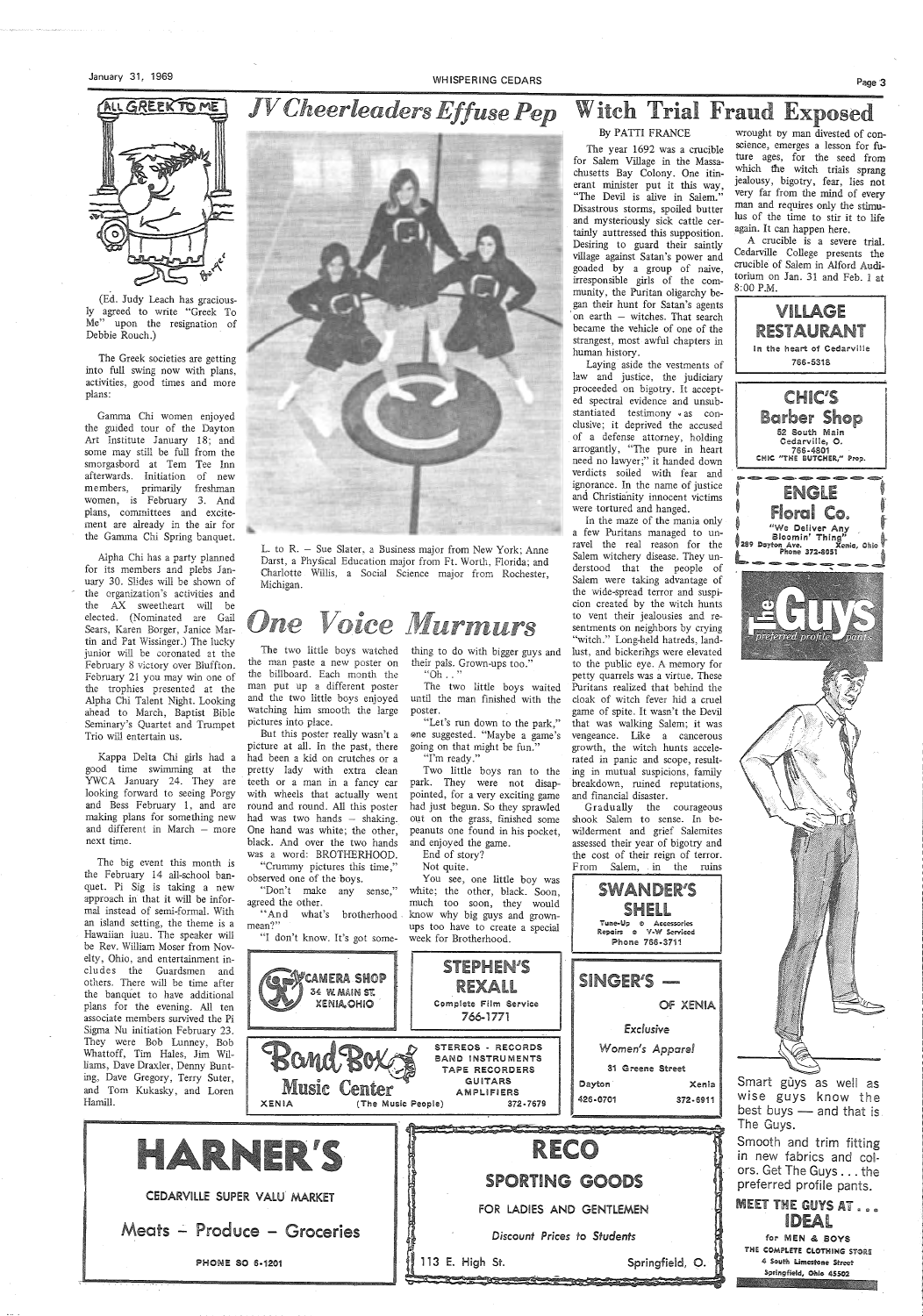## ALL GREEK TO ME

(Ed. Judy Leach has graciously agreed to write "Greek To Me" upon the resignation of Debbie Rouch.)

The Greek societies are getting into full swing now with plans, activities, good times and more plans:

Gamma Chi women enjoyed the guided tour of the Dayton Art Institute January 18; and some may still be full from the smorgasbord at Tem Tee Inn afterwards. Initiation of new members, primarily freshman women, is February 3. And plans, committees and excitement are already in the air for the Gamma Chi Spring banquet.

Alpha Chi has a party planned for its members and plebs January 30. Slides will be shown of the organization's activities and the AX sweetheart will be elected. (Nominated are Gail Sears, Karen Borger, Janice Martin and Pat Wissinger.) The lucky junior will be coronated at the February 8 victory over Bluffton. February 21 you may win one of the trophies presented at the Alpha Chi Talent Night. Looking ahead to March, Baptist Bible Seminary's Quartet and Trumpet Trio will entertain us.

Kappa Delta Chi girls had a good time swimming at the YWCA January 24. They are looking forward to seeing Porgy and Bess February 1, and are making plans for something new and different in March — more next time.

The big event this month is the February 14 all-school banquet. Pi Sig is taking a new approach in that it will be informal instead of semi-formal. With an island setting, the theme is a Hawaiian luau. The speaker will be Rev. William Moser from Novelty, Ohio, and entertainment includes the Guardsmen and others. There will be time after the banquet to have additional plans for the evening. All ten associate members survived the Pi Sigma Nu initiation February 23. They were Bob Lunney, Bob Whattoff, Tim Hales, Jim Williams, Dave Draxler, Denny Bunting, Dave Gregory, Terry Suter, and Tom Kukasky, and Loren Hamill.

## JV Cheerleaders Effuse Pep

L. to R. — Sue Slater, a Business major from New York; Anne Darst, a Physical Education major from Ft. Worth, Florida; and Charlotte Willis, a Social Science major from Rochester, Michigan.

## One Voice Murmurs

The two little boys watched the man paste a new poster on the billboard. Each month the man put up a different poster and the two little boys enjoyed watching him smooth the large pictures into place.

But this poster really wasn't a picture at all. In the past, there had been a kid on crutches or a pretty lady with extra clean teeth or a man in a fancy car with wheels that actually went round and round. All this poster had was two hands — shaking. One hand was white; the other, black. And over the two hands was a word: BROTHERHOOD.

"Crummy pictures this time," observed one of the boys.

"Don't make any sense," agreed the other.

"And what's brotherhood mean?"

"I don't know. It's got something to do with bigger guys and their pals. Grown-ups too."

"Oh . . ."

The two little boys waited until the man finished with the poster.

"Let's run down to the park," one suggested. "Maybe a game's going on that might be fun."

"I'm ready."

Two little boys ran to the park. They were not disappointed, for a very exciting game had just begun. So they sprawled out on the grass, finished some peanuts one found in his pocket, and enjoyed the game.

End of story?

Not quite.

You see, one little boy was white; the other, black. Soon, much too soon, they would know why big guys and grown-ups too have to create a special week for Brotherhood.

## Witch Trial Fraud Exposed

By PATTI FRANCE

The year 1692 was a crucible for Salem Village in the Massachusetts Bay Colony. One itinerant minister put it this way, "The Devil is alive in Salem." Disastrous storms, spoiled butter and mysteriously sick cattle certainly auttressed this supposition. Desiring to guard their saintly village against Satan's power and goaded by a group of naive, irresponsible girls of the community, the Puritan oligarchy began their hunt for Satan's agents on earth — witches. That search became the vehicle of one of the strangest, most awful chapters in human history.

Laying aside the vestments of law and justice, the judiciary proceeded on bigotry. It accepted spectral evidence and unsubstantiated testimony as conclusive; it deprived the accused of a defense attorney, holding arrogantly, "The pure in heart need no lawyer;" it handed down verdicts soiled with fear and ignorance. In the name of justice and Christianity innocent victims were tortured and hanged.

In the maze of the mania only a few Puritans managed to unravel the real reason for the Salem witchery disease. They understood that the people of Salem were taking advantage of the widespread terror and suspicion created by the witch hunts to vent their jealousies and resentments on neighbors by crying "witch." Long-held hatreds, landlust, and bickerings were elevated to the public eye. A memory for petty quarrels was a virtue. These Puritans realized that behind the cloak of witch fever hid a cruel game of spite. It wasn't the Devil that was walking Salem; it was vengeance. Like a cancerous growth, the witch hunts accelerated in panic and scope, resulting in mutual suspicions, family breakdown, ruined reputations, and financial disaster.

Gradually the courageous shook Salem to sense. In bewilderment and grief Salemites assessed their year of bigotry and the cost of their reign of terror. From Salem, in the ruins wrought by man divested of conscience, emerges a lesson for future ages, for the seed from which the witch trials sprang jealousy, bigotry, fear, lies not very far from the mind of every man and requires only the stimulus of the time to stir it to life again. It can happen here.

A crucible is a severe trial. Cedarville College presents the crucible of Salem in Alford Auditorium on Jan. 31 and Feb. 1 at 8:00 P.M.

**VILLAGE RESTAURANT**
In the heart of Cedarville
766-5318

**CHIC'S Barber Shop**
52 South Main
Cedarville, O.
766-4801
CHIC "THE BUTCHER," Prop.

**ENGLE Floral Co.**
"We Deliver Any Bloomin' Thing"
299 Dayton Ave. Xenia, Ohio
Phone 372-8051

**The Guys** preferred profile pants

Smart guys as well as wise guys know the best buys — and that is The Guys.

Smooth and trim fitting in new fabrics and colors. Get The Guys . . . the preferred profile pants.

**MEET THE GUYS AT . . . IDEAL**
for MEN & BOYS
THE COMPLETE CLOTHING STORE
6 South Limestone Street
Springfield, Ohio 45502

**CAMERA SHOP**
34 W. MAIN ST.
XENIA, OHIO

**STEPHEN'S REXALL**
Complete Film Service
766-1771

**SWANDER'S SHELL**
Tune-Up • Accessories
Repairs • V-W Serviced
Phone 766-3711

**SINGER'S — OF XENIA**
Exclusive Women's Apparel
31 Greene Street
Dayton 426-0701 Xenia 372-6911

**Band Box Music Center**
XENIA (The Music People)
STEREOS - RECORDS
BAND INSTRUMENTS
TAPE RECORDERS
GUITARS
AMPLIFIERS
372-7679

**HARNER'S**
CEDARVILLE SUPER VALU MARKET
Meats — Produce — Groceries
PHONE SO 6-1201

**RECO SPORTING GOODS**
FOR LADIES AND GENTLEMEN
Discount Prices to Students
113 E. High St. Springfield, O.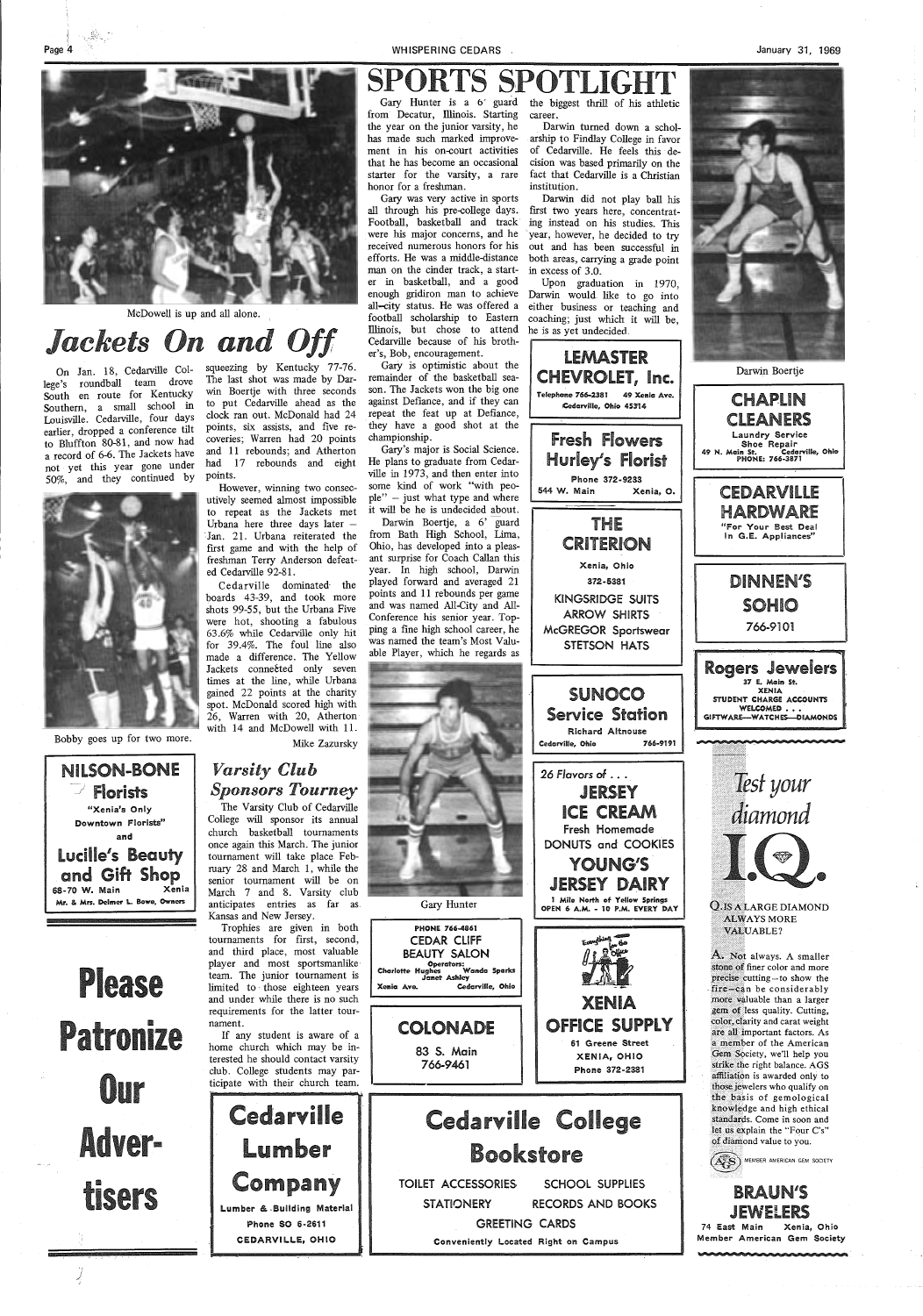# SPORTS SPOTLIGHT

Gary Hunter is a 6' guard from Decatur, Illinois. Starting the year on the junior varsity, he has made such marked improvement in his on-court activities that he has become an occasional starter for the varsity, a rare honor for a freshman.

Gary was very active in sports all through his pre-college days. Football, basketball and track were his major concerns, and he received numerous honors for his efforts. He was a middle-distance man on the cinder track, a starter in basketball, and a good enough gridiron man to achieve all-city status. He was offered a football scholarship to Eastern Illinois, but chose to attend Cedarville because of his brother's, Bob, encouragement.

Gary is optimistic about the remainder of the basketball season. The Jackets won the big one against Defiance, and if they can repeat the feat up at Defiance, they have a good shot at the championship.

Gary's major is Social Science. He plans to graduate from Cedarville in 1973, and then enter into some kind of work "with people" – just what type and where it will be he is undecided about.

Darwin Boertje, a 6' guard from Bath High School, Lima, Ohio, has developed into a pleasant surprise for Coach Callan this year. In high school, Darwin played forward and averaged 21 points and 11 rebounds per game and was named All-City and All-Conference his senior year. Topping a fine high school career, he was named the team's Most Valuable Player, which he regards as the biggest thrill of his athletic career.

Darwin turned down a scholarship to Findlay College in favor of Cedarville. He feels this decision was based primarily on the fact that Cedarville is a Christian institution.

Darwin did not play ball his first two years here, concentrating instead on his studies. This year, however, he decided to try out and has been successful in both areas, carrying a grade point in excess of 3.0.

Upon graduation in 1970, Darwin would like to go into either business or teaching and coaching; just which it will be, he is as yet undecided.

Gary Hunter

Darwin Boertje

McDowell is up and all alone.

# *Jackets On and Off*

On Jan. 18, Cedarville College's roundball team drove South en route for Kentucky Southern, a small school in Louisville. Cedarville, four days earlier, dropped a conference tilt to Bluffton 80-81, and now had a record of 6-6. The Jackets have not yet this year gone under 50%, and they continued by squeezing by Kentucky 77-76. The last shot was made by Darwin Boertje with three seconds to put Cedarville ahead as the clock ran out. McDonald had 24 points, six assists, and five recoveries; Warren had 20 points and 11 rebounds; and Atherton had 17 rebounds and eight points.

However, winning two consecutively seemed almost impossible to repeat as the Jackets met Urbana here three days later – Jan. 21. Urbana reiterated the first game and with the help of freshman Terry Anderson defeated Cedarville 92-81.

Cedarville dominated the boards 43-39, and took more shots 99-55, but the Urbana Five were hot, shooting a fabulous 63.6% while Cedarville only hit for 39.4%. The foul line also made a difference. The Yellow Jackets connected only seven times at the line, while Urbana gained 22 points at the charity spot. McDonald scored high with 26, Warren with 20, Atherton with 14 and McDowell with 11.

Mike Zazursky

Bobby goes up for two more.

## *Varsity Club Sponsors Tourney*

The Varsity Club of Cedarville College will sponsor its annual church basketball tournaments once again this March. The junior tournament will take place February 28 and March 1, while the senior tournament will be on March 7 and 8. Varsity club anticipates entries as far as Kansas and New Jersey.

Trophies are given in both tournaments for first, second, and third place, most valuable player and most sportsmanlike team. The junior tournament is limited to those eighteen years and under while there is no such requirements for the latter tournament.

If any student is aware of a home church which may be interested he should contact varsity club. College students may participate with their church team.

**NILSON-BONE Florists**
"Xenia's Only Downtown Florists"
and
**Lucille's Beauty and Gift Shop**
68-70 W. Main Xenia
Mr. & Mrs. Delmer L. Bowe, Owners

**Please Patronize Our Advertisers**

**Cedarville Lumber Company**
Lumber & Building Material
Phone SO 6-2611
CEDARVILLE, OHIO

**LEMASTER CHEVROLET, Inc.**
Telephone 766-2381 49 Xenia Ave.
Cedarville, Ohio 45314

**Fresh Flowers Hurley's Florist**
Phone 372-9233
544 W. Main Xenia, O.

**THE CRITERION**
Xenia, Ohio
372-5381
KINGSRIDGE SUITS
ARROW SHIRTS
McGREGOR Sportswear
STETSON HATS

**SUNOCO Service Station**
Richard Altnouse
Cedarville, Ohio 766-9191

26 Flavors of . . .
**JERSEY ICE CREAM**
Fresh Homemade
DONUTS and COOKIES
**YOUNG'S JERSEY DAIRY**
1 Mile North of Yellow Springs
OPEN 6 A.M. - 10 P.M. EVERY DAY

PHONE 766-4861
**CEDAR CLIFF BEAUTY SALON**
Operators:
Charlotte Hughes Wanda Sparks
Janet Ashley
Xenia Ave. Cedarville, Ohio

**COLONADE**
83 S. Main
766-9461

**XENIA OFFICE SUPPLY**
61 Greene Street
XENIA, OHIO
Phone 372-2381

**Cedarville College Bookstore**
TOILET ACCESSORIES SCHOOL SUPPLIES
STATIONERY RECORDS AND BOOKS
GREETING CARDS
Conveniently Located Right on Campus

**CHAPLIN CLEANERS**
Laundry Service
Shoe Repair
49 N. Main St. Cedarville, Ohio
PHONE: 766-3871

**CEDARVILLE HARDWARE**
"For Your Best Deal In G.E. Appliances"

**DINNEN'S SOHIO**
766-9101

**Rogers Jewelers**
37 E. Main St.
XENIA
STUDENT CHARGE ACCOUNTS WELCOMED . . .
GIFTWARE—WATCHES—DIAMONDS

*Test your diamond* **I.Q.**

Q. IS A LARGE DIAMOND ALWAYS MORE VALUABLE?

A. Not always. A smaller stone of finer color and more precise cutting—to show the fire—can be considerably more valuable than a larger gem of less quality. Cutting, color, clarity and carat weight are all important factors. As a member of the American Gem Society, we'll help you strike the right balance. AGS affiliation is awarded only to those jewelers who qualify on the basis of gemological knowledge and high ethical standards. Come in soon and let us explain the "Four C's" of diamond value to you.

MEMBER AMERICAN GEM SOCIETY

**BRAUN'S JEWELERS**
74 East Main Xenia, Ohio
Member American Gem Society